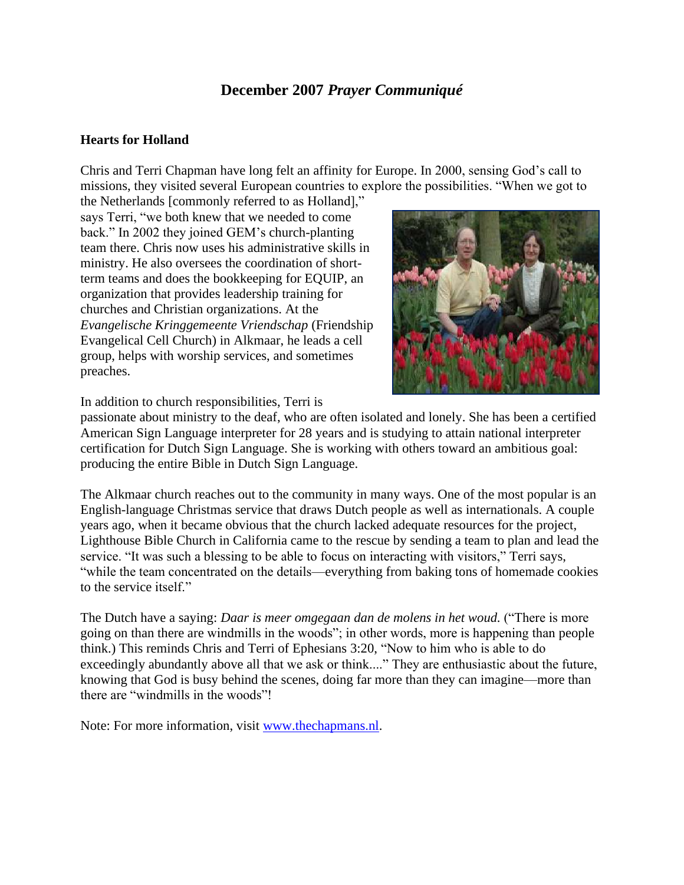# December 2007 *Prayer Communiqué*

## Hearts for Holland

Chris and Terri Chapman have long felt an affinity for Europe. In 2000, sensing God's call to missions, they visited several European countries to explore the possibilities. "When we got to the Netherlands [commonly referred to as Holland]," says Terri, "we both knew that we needed to come back." In 2002 they joined GEM's church-planting team there. Chris now uses his administrative skills in ministry. He also oversees the coordination of short-term teams and does the bookkeeping for EQUIP, an organization that provides leadership training for churches and Christian organizations. At the *Evangelische Kringgemeente Vriendschap* (Friendship Evangelical Cell Church) in Alkmaar, he leads a cell group, helps with worship services, and sometimes preaches.

In addition to church responsibilities, Terri is passionate about ministry to the deaf, who are often isolated and lonely. She has been a certified American Sign Language interpreter for 28 years and is studying to attain national interpreter certification for Dutch Sign Language. She is working with others toward an ambitious goal: producing the entire Bible in Dutch Sign Language.

The Alkmaar church reaches out to the community in many ways. One of the most popular is an English-language Christmas service that draws Dutch people as well as internationals. A couple years ago, when it became obvious that the church lacked adequate resources for the project, Lighthouse Bible Church in California came to the rescue by sending a team to plan and lead the service. "It was such a blessing to be able to focus on interacting with visitors," Terri says, "while the team concentrated on the details—everything from baking tons of homemade cookies to the service itself."

The Dutch have a saying: *Daar is meer omgegaan dan de molens in het woud.* ("There is more going on than there are windmills in the woods"; in other words, more is happening than people think.) This reminds Chris and Terri of Ephesians 3:20, "Now to him who is able to do exceedingly abundantly above all that we ask or think...." They are enthusiastic about the future, knowing that God is busy behind the scenes, doing far more than they can imagine—more than there are "windmills in the woods"!

Note: For more information, visit [www.thechapmans.nl](http://www.thechapmans.nl).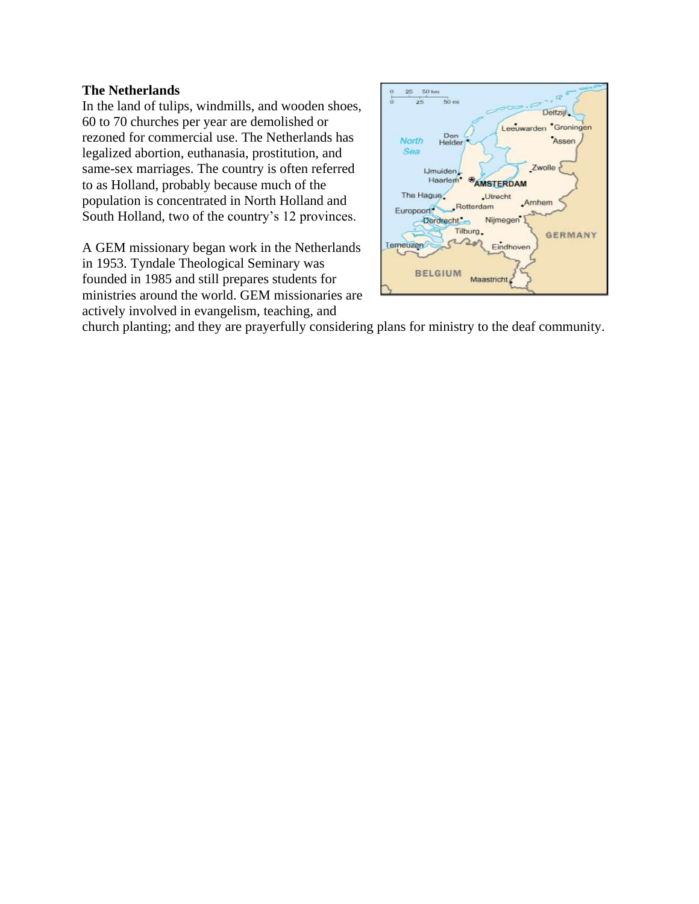**The Netherlands**

In the land of tulips, windmills, and wooden shoes, 60 to 70 churches per year are demolished or rezoned for commercial use. The Netherlands has legalized abortion, euthanasia, prostitution, and same-sex marriages. The country is often referred to as Holland, probably because much of the population is concentrated in North Holland and South Holland, two of the country's 12 provinces.

0 25 50 km
0 25 50 mi
North Sea
Delfzijl
Leeuwarden
Groningen
Assen
Den Helder
Zwolle
IJmuiden
Haarlem
AMSTERDAM
The Hague
Utrecht
Arnhem
Europoort
Rotterdam
Dordrecht
Nijmegen
Tilburg
GERMANY
Terneuzen
Eindhoven
BELGIUM
Maastricht

A GEM missionary began work in the Netherlands in 1953. Tyndale Theological Seminary was founded in 1985 and still prepares students for ministries around the world. GEM missionaries are actively involved in evangelism, teaching, and church planting; and they are prayerfully considering plans for ministry to the deaf community.